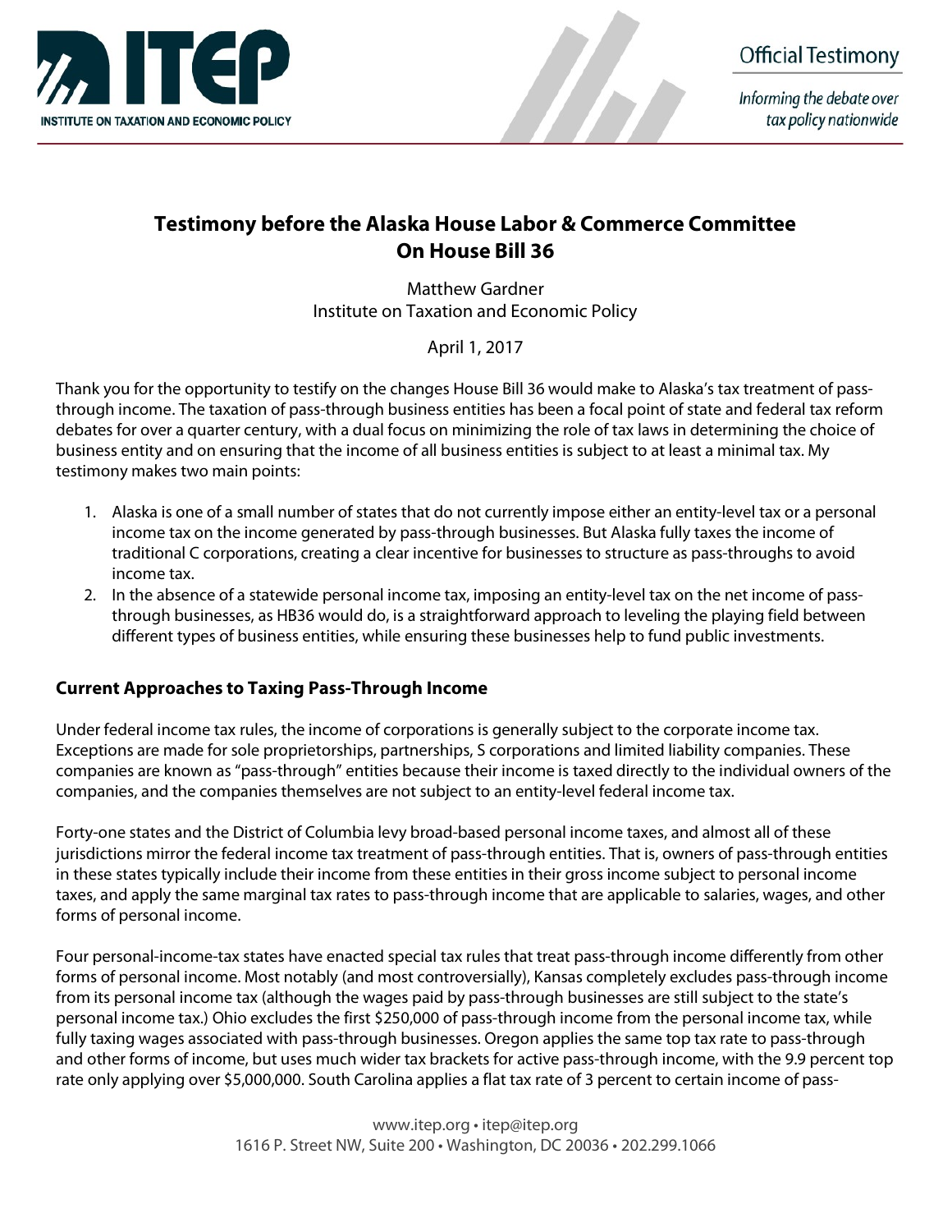# Testimony before the Alaska House Labor & Commerce Committee On House Bill 36

Matthew Gardner
Institute on Taxation and Economic Policy

April 1, 2017

Thank you for the opportunity to testify on the changes House Bill 36 would make to Alaska's tax treatment of pass-through income. The taxation of pass-through business entities has been a focal point of state and federal tax reform debates for over a quarter century, with a dual focus on minimizing the role of tax laws in determining the choice of business entity and on ensuring that the income of all business entities is subject to at least a minimal tax. My testimony makes two main points:

1. Alaska is one of a small number of states that do not currently impose either an entity-level tax or a personal income tax on the income generated by pass-through businesses. But Alaska fully taxes the income of traditional C corporations, creating a clear incentive for businesses to structure as pass-throughs to avoid income tax.
2. In the absence of a statewide personal income tax, imposing an entity-level tax on the net income of pass-through businesses, as HB36 would do, is a straightforward approach to leveling the playing field between different types of business entities, while ensuring these businesses help to fund public investments.

## Current Approaches to Taxing Pass-Through Income

Under federal income tax rules, the income of corporations is generally subject to the corporate income tax. Exceptions are made for sole proprietorships, partnerships, S corporations and limited liability companies. These companies are known as "pass-through" entities because their income is taxed directly to the individual owners of the companies, and the companies themselves are not subject to an entity-level federal income tax.

Forty-one states and the District of Columbia levy broad-based personal income taxes, and almost all of these jurisdictions mirror the federal income tax treatment of pass-through entities. That is, owners of pass-through entities in these states typically include their income from these entities in their gross income subject to personal income taxes, and apply the same marginal tax rates to pass-through income that are applicable to salaries, wages, and other forms of personal income.

Four personal-income-tax states have enacted special tax rules that treat pass-through income differently from other forms of personal income. Most notably (and most controversially), Kansas completely excludes pass-through income from its personal income tax (although the wages paid by pass-through businesses are still subject to the state's personal income tax.) Ohio excludes the first $250,000 of pass-through income from the personal income tax, while fully taxing wages associated with pass-through businesses. Oregon applies the same top tax rate to pass-through and other forms of income, but uses much wider tax brackets for active pass-through income, with the 9.9 percent top rate only applying over $5,000,000. South Carolina applies a flat tax rate of 3 percent to certain income of pass-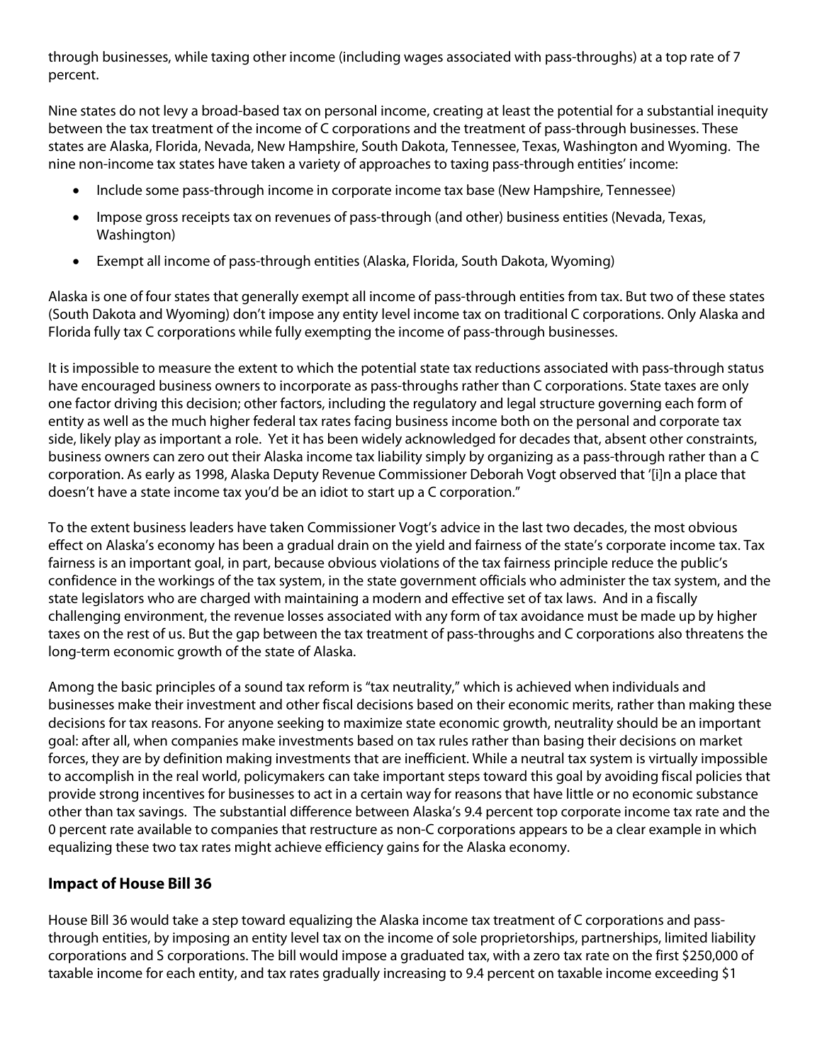through businesses, while taxing other income (including wages associated with pass-throughs) at a top rate of 7 percent.

Nine states do not levy a broad-based tax on personal income, creating at least the potential for a substantial inequity between the tax treatment of the income of C corporations and the treatment of pass-through businesses. These states are Alaska, Florida, Nevada, New Hampshire, South Dakota, Tennessee, Texas, Washington and Wyoming. The nine non-income tax states have taken a variety of approaches to taxing pass-through entities' income:

- Include some pass-through income in corporate income tax base (New Hampshire, Tennessee)
- Impose gross receipts tax on revenues of pass-through (and other) business entities (Nevada, Texas, Washington)
- Exempt all income of pass-through entities (Alaska, Florida, South Dakota, Wyoming)

Alaska is one of four states that generally exempt all income of pass-through entities from tax. But two of these states (South Dakota and Wyoming) don't impose any entity level income tax on traditional C corporations. Only Alaska and Florida fully tax C corporations while fully exempting the income of pass-through businesses.

It is impossible to measure the extent to which the potential state tax reductions associated with pass-through status have encouraged business owners to incorporate as pass-throughs rather than C corporations. State taxes are only one factor driving this decision; other factors, including the regulatory and legal structure governing each form of entity as well as the much higher federal tax rates facing business income both on the personal and corporate tax side, likely play as important a role. Yet it has been widely acknowledged for decades that, absent other constraints, business owners can zero out their Alaska income tax liability simply by organizing as a pass-through rather than a C corporation. As early as 1998, Alaska Deputy Revenue Commissioner Deborah Vogt observed that '[i]n a place that doesn't have a state income tax you'd be an idiot to start up a C corporation."

To the extent business leaders have taken Commissioner Vogt's advice in the last two decades, the most obvious effect on Alaska's economy has been a gradual drain on the yield and fairness of the state's corporate income tax. Tax fairness is an important goal, in part, because obvious violations of the tax fairness principle reduce the public's confidence in the workings of the tax system, in the state government officials who administer the tax system, and the state legislators who are charged with maintaining a modern and effective set of tax laws. And in a fiscally challenging environment, the revenue losses associated with any form of tax avoidance must be made up by higher taxes on the rest of us. But the gap between the tax treatment of pass-throughs and C corporations also threatens the long-term economic growth of the state of Alaska.

Among the basic principles of a sound tax reform is "tax neutrality," which is achieved when individuals and businesses make their investment and other fiscal decisions based on their economic merits, rather than making these decisions for tax reasons. For anyone seeking to maximize state economic growth, neutrality should be an important goal: after all, when companies make investments based on tax rules rather than basing their decisions on market forces, they are by definition making investments that are inefficient. While a neutral tax system is virtually impossible to accomplish in the real world, policymakers can take important steps toward this goal by avoiding fiscal policies that provide strong incentives for businesses to act in a certain way for reasons that have little or no economic substance other than tax savings. The substantial difference between Alaska's 9.4 percent top corporate income tax rate and the 0 percent rate available to companies that restructure as non-C corporations appears to be a clear example in which equalizing these two tax rates might achieve efficiency gains for the Alaska economy.

## Impact of House Bill 36

House Bill 36 would take a step toward equalizing the Alaska income tax treatment of C corporations and pass-through entities, by imposing an entity level tax on the income of sole proprietorships, partnerships, limited liability corporations and S corporations. The bill would impose a graduated tax, with a zero tax rate on the first $250,000 of taxable income for each entity, and tax rates gradually increasing to 9.4 percent on taxable income exceeding $1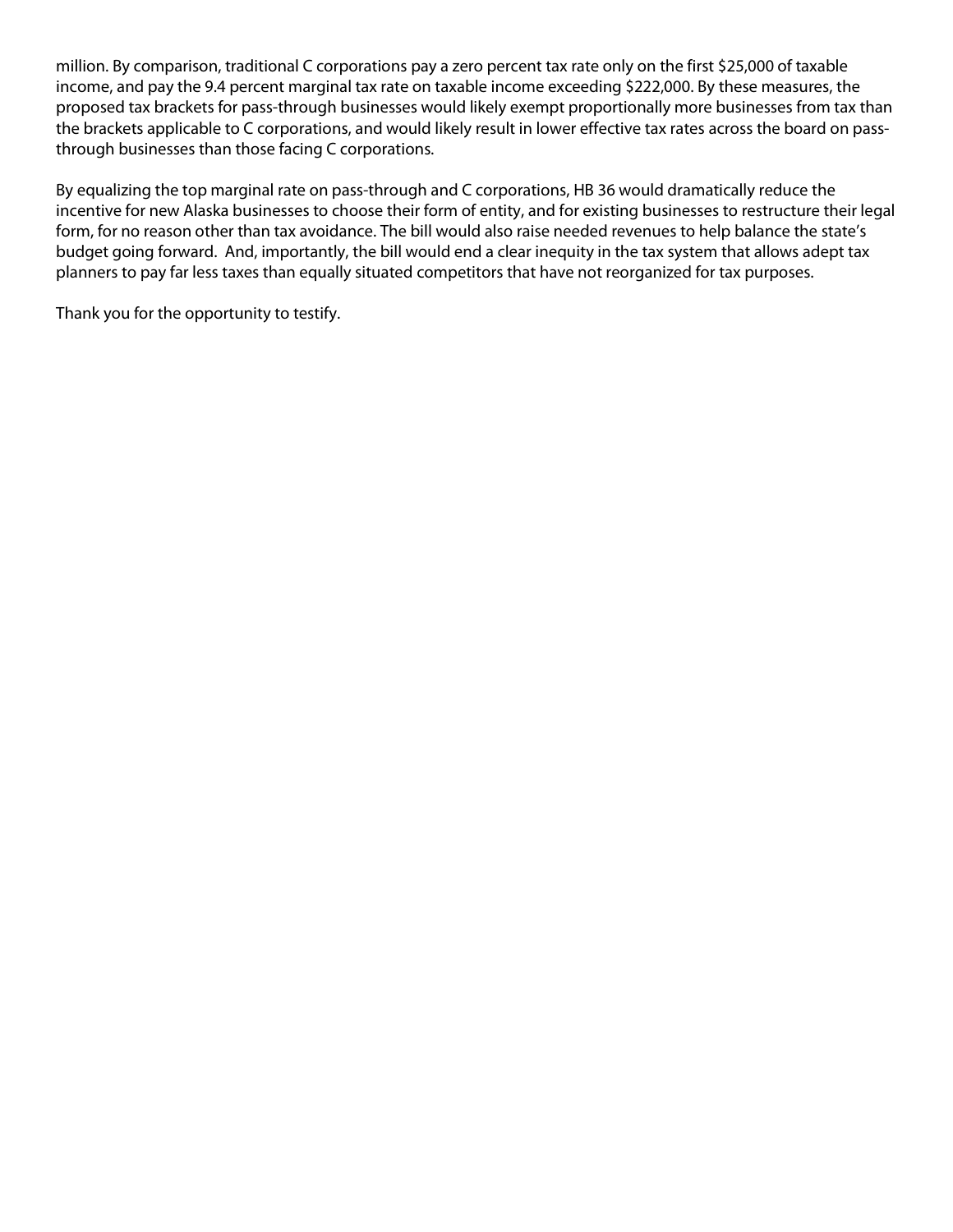million. By comparison, traditional C corporations pay a zero percent tax rate only on the first $25,000 of taxable income, and pay the 9.4 percent marginal tax rate on taxable income exceeding $222,000. By these measures, the proposed tax brackets for pass-through businesses would likely exempt proportionally more businesses from tax than the brackets applicable to C corporations, and would likely result in lower effective tax rates across the board on pass-through businesses than those facing C corporations.

By equalizing the top marginal rate on pass-through and C corporations, HB 36 would dramatically reduce the incentive for new Alaska businesses to choose their form of entity, and for existing businesses to restructure their legal form, for no reason other than tax avoidance. The bill would also raise needed revenues to help balance the state's budget going forward. And, importantly, the bill would end a clear inequity in the tax system that allows adept tax planners to pay far less taxes than equally situated competitors that have not reorganized for tax purposes.

Thank you for the opportunity to testify.